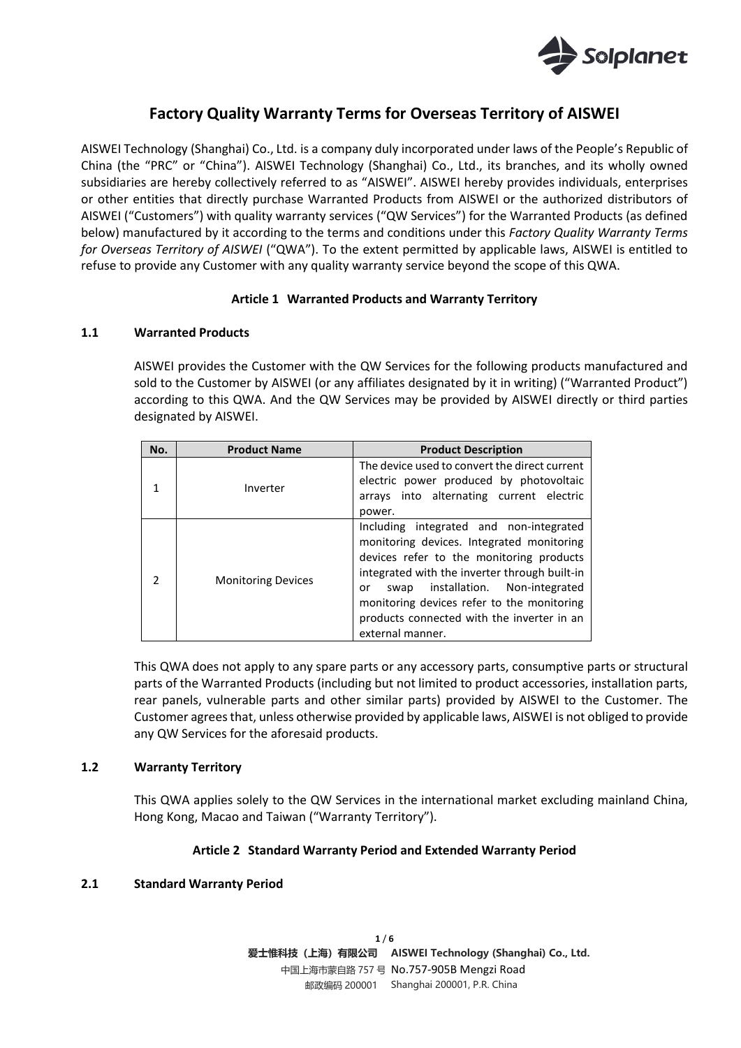# Factory Quality Warranty Terms for Overseas Territory of AISWEI

AISWEI Technology (Shanghai) Co., Ltd. is a company duly incorporated under laws of the People's Republic of China (the "PRC" or "China"). AISWEI Technology (Shanghai) Co., Ltd., its branches, and its wholly owned subsidiaries are hereby collectively referred to as "AISWEI". AISWEI hereby provides individuals, enterprises or other entities that directly purchase Warranted Products from AISWEI or the authorized distributors of AISWEI ("Customers") with quality warranty services ("QW Services") for the Warranted Products (as defined below) manufactured by it according to the terms and conditions under this *Factory Quality Warranty Terms for Overseas Territory of AISWEI* ("QWA"). To the extent permitted by applicable laws, AISWEI is entitled to refuse to provide any Customer with any quality warranty service beyond the scope of this QWA.

## Article 1 Warranted Products and Warranty Territory

### 1.1 Warranted Products

AISWEI provides the Customer with the QW Services for the following products manufactured and sold to the Customer by AISWEI (or any affiliates designated by it in writing) ("Warranted Product") according to this QWA. And the QW Services may be provided by AISWEI directly or third parties designated by AISWEI.

| No. | Product Name | Product Description |
| --- | --- | --- |
| 1 | Inverter | The device used to convert the direct current electric power produced by photovoltaic arrays into alternating current electric power. |
| 2 | Monitoring Devices | Including integrated and non-integrated monitoring devices. Integrated monitoring devices refer to the monitoring products integrated with the inverter through built-in or swap installation. Non-integrated monitoring devices refer to the monitoring products connected with the inverter in an external manner. |

This QWA does not apply to any spare parts or any accessory parts, consumptive parts or structural parts of the Warranted Products (including but not limited to product accessories, installation parts, rear panels, vulnerable parts and other similar parts) provided by AISWEI to the Customer. The Customer agrees that, unless otherwise provided by applicable laws, AISWEI is not obliged to provide any QW Services for the aforesaid products.

### 1.2 Warranty Territory

This QWA applies solely to the QW Services in the international market excluding mainland China, Hong Kong, Macao and Taiwan ("Warranty Territory").

## Article 2 Standard Warranty Period and Extended Warranty Period

### 2.1 Standard Warranty Period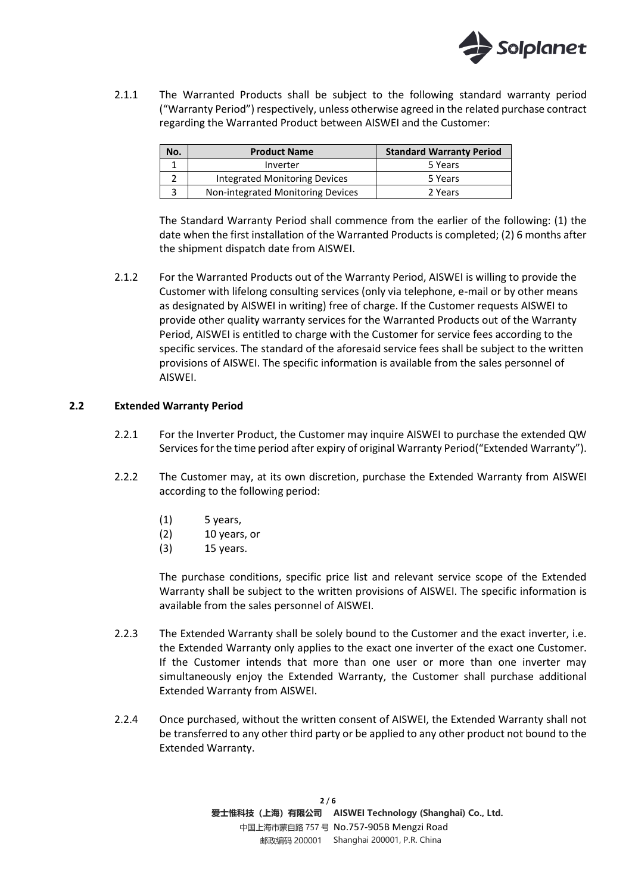2.1.1 The Warranted Products shall be subject to the following standard warranty period ("Warranty Period") respectively, unless otherwise agreed in the related purchase contract regarding the Warranted Product between AISWEI and the Customer:

| No. | Product Name | Standard Warranty Period |
| --- | --- | --- |
| 1 | Inverter | 5 Years |
| 2 | Integrated Monitoring Devices | 5 Years |
| 3 | Non-integrated Monitoring Devices | 2 Years |

The Standard Warranty Period shall commence from the earlier of the following: (1) the date when the first installation of the Warranted Products is completed; (2) 6 months after the shipment dispatch date from AISWEI.

2.1.2 For the Warranted Products out of the Warranty Period, AISWEI is willing to provide the Customer with lifelong consulting services (only via telephone, e-mail or by other means as designated by AISWEI in writing) free of charge. If the Customer requests AISWEI to provide other quality warranty services for the Warranted Products out of the Warranty Period, AISWEI is entitled to charge with the Customer for service fees according to the specific services. The standard of the aforesaid service fees shall be subject to the written provisions of AISWEI. The specific information is available from the sales personnel of AISWEI.

### 2.2 Extended Warranty Period

2.2.1 For the Inverter Product, the Customer may inquire AISWEI to purchase the extended QW Services for the time period after expiry of original Warranty Period("Extended Warranty").

2.2.2 The Customer may, at its own discretion, purchase the Extended Warranty from AISWEI according to the following period:

(1) 5 years,
(2) 10 years, or
(3) 15 years.

The purchase conditions, specific price list and relevant service scope of the Extended Warranty shall be subject to the written provisions of AISWEI. The specific information is available from the sales personnel of AISWEI.

2.2.3 The Extended Warranty shall be solely bound to the Customer and the exact inverter, i.e. the Extended Warranty only applies to the exact one inverter of the exact one Customer. If the Customer intends that more than one user or more than one inverter may simultaneously enjoy the Extended Warranty, the Customer shall purchase additional Extended Warranty from AISWEI.

2.2.4 Once purchased, without the written consent of AISWEI, the Extended Warranty shall not be transferred to any other third party or be applied to any other product not bound to the Extended Warranty.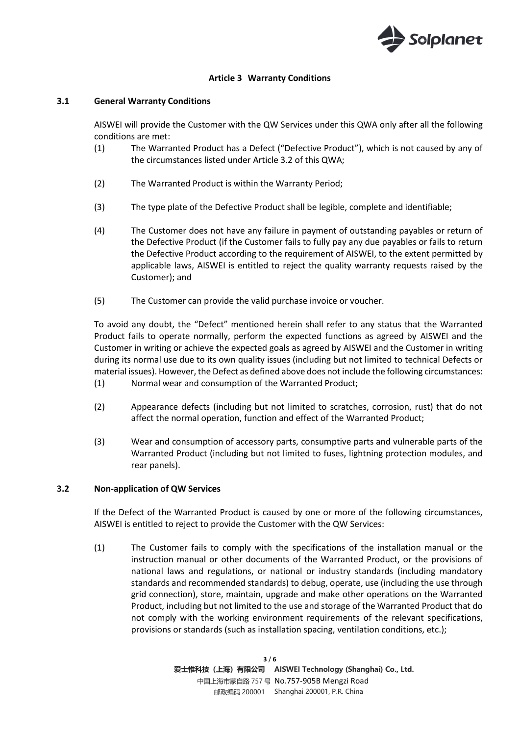## Article 3 Warranty Conditions

### 3.1 General Warranty Conditions

AISWEI will provide the Customer with the QW Services under this QWA only after all the following conditions are met:

(1) The Warranted Product has a Defect ("Defective Product"), which is not caused by any of the circumstances listed under Article 3.2 of this QWA;

(2) The Warranted Product is within the Warranty Period;

(3) The type plate of the Defective Product shall be legible, complete and identifiable;

(4) The Customer does not have any failure in payment of outstanding payables or return of the Defective Product (if the Customer fails to fully pay any due payables or fails to return the Defective Product according to the requirement of AISWEI, to the extent permitted by applicable laws, AISWEI is entitled to reject the quality warranty requests raised by the Customer); and

(5) The Customer can provide the valid purchase invoice or voucher.

To avoid any doubt, the "Defect" mentioned herein shall refer to any status that the Warranted Product fails to operate normally, perform the expected functions as agreed by AISWEI and the Customer in writing or achieve the expected goals as agreed by AISWEI and the Customer in writing during its normal use due to its own quality issues (including but not limited to technical Defects or material issues). However, the Defect as defined above does not include the following circumstances:

(1) Normal wear and consumption of the Warranted Product;

(2) Appearance defects (including but not limited to scratches, corrosion, rust) that do not affect the normal operation, function and effect of the Warranted Product;

(3) Wear and consumption of accessory parts, consumptive parts and vulnerable parts of the Warranted Product (including but not limited to fuses, lightning protection modules, and rear panels).

### 3.2 Non-application of QW Services

If the Defect of the Warranted Product is caused by one or more of the following circumstances, AISWEI is entitled to reject to provide the Customer with the QW Services:

(1) The Customer fails to comply with the specifications of the installation manual or the instruction manual or other documents of the Warranted Product, or the provisions of national laws and regulations, or national or industry standards (including mandatory standards and recommended standards) to debug, operate, use (including the use through grid connection), store, maintain, upgrade and make other operations on the Warranted Product, including but not limited to the use and storage of the Warranted Product that do not comply with the working environment requirements of the relevant specifications, provisions or standards (such as installation spacing, ventilation conditions, etc.);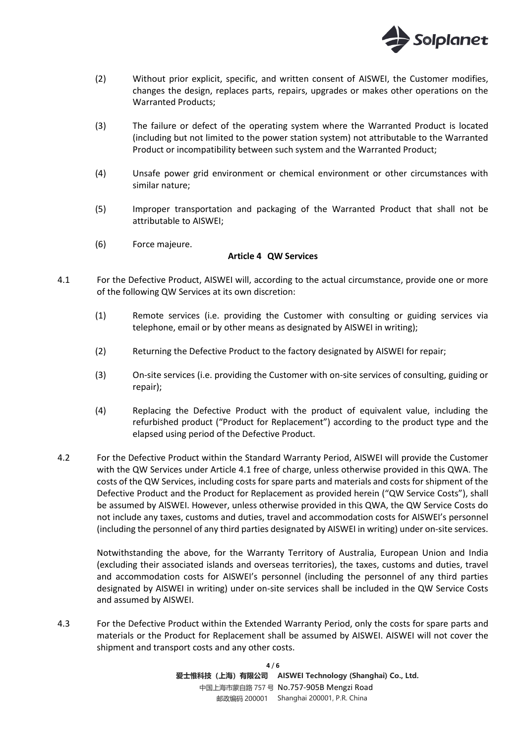(2) Without prior explicit, specific, and written consent of AISWEI, the Customer modifies, changes the design, replaces parts, repairs, upgrades or makes other operations on the Warranted Products;

(3) The failure or defect of the operating system where the Warranted Product is located (including but not limited to the power station system) not attributable to the Warranted Product or incompatibility between such system and the Warranted Product;

(4) Unsafe power grid environment or chemical environment or other circumstances with similar nature;

(5) Improper transportation and packaging of the Warranted Product that shall not be attributable to AISWEI;

(6) Force majeure.

## Article 4 QW Services

4.1 For the Defective Product, AISWEI will, according to the actual circumstance, provide one or more of the following QW Services at its own discretion:

(1) Remote services (i.e. providing the Customer with consulting or guiding services via telephone, email or by other means as designated by AISWEI in writing);

(2) Returning the Defective Product to the factory designated by AISWEI for repair;

(3) On-site services (i.e. providing the Customer with on-site services of consulting, guiding or repair);

(4) Replacing the Defective Product with the product of equivalent value, including the refurbished product ("Product for Replacement") according to the product type and the elapsed using period of the Defective Product.

4.2 For the Defective Product within the Standard Warranty Period, AISWEI will provide the Customer with the QW Services under Article 4.1 free of charge, unless otherwise provided in this QWA. The costs of the QW Services, including costs for spare parts and materials and costs for shipment of the Defective Product and the Product for Replacement as provided herein ("QW Service Costs"), shall be assumed by AISWEI. However, unless otherwise provided in this QWA, the QW Service Costs do not include any taxes, customs and duties, travel and accommodation costs for AISWEI's personnel (including the personnel of any third parties designated by AISWEI in writing) under on-site services.

Notwithstanding the above, for the Warranty Territory of Australia, European Union and India (excluding their associated islands and overseas territories), the taxes, customs and duties, travel and accommodation costs for AISWEI's personnel (including the personnel of any third parties designated by AISWEI in writing) under on-site services shall be included in the QW Service Costs and assumed by AISWEI.

4.3 For the Defective Product within the Extended Warranty Period, only the costs for spare parts and materials or the Product for Replacement shall be assumed by AISWEI. AISWEI will not cover the shipment and transport costs and any other costs.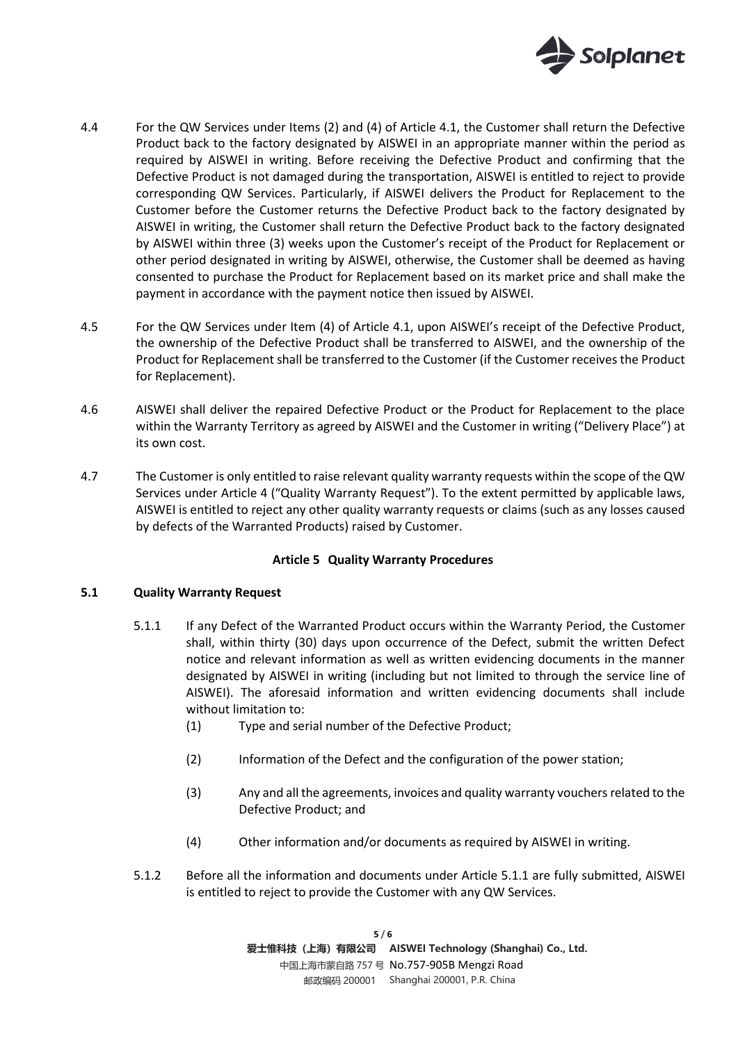4.4 For the QW Services under Items (2) and (4) of Article 4.1, the Customer shall return the Defective Product back to the factory designated by AISWEI in an appropriate manner within the period as required by AISWEI in writing. Before receiving the Defective Product and confirming that the Defective Product is not damaged during the transportation, AISWEI is entitled to reject to provide corresponding QW Services. Particularly, if AISWEI delivers the Product for Replacement to the Customer before the Customer returns the Defective Product back to the factory designated by AISWEI in writing, the Customer shall return the Defective Product back to the factory designated by AISWEI within three (3) weeks upon the Customer's receipt of the Product for Replacement or other period designated in writing by AISWEI, otherwise, the Customer shall be deemed as having consented to purchase the Product for Replacement based on its market price and shall make the payment in accordance with the payment notice then issued by AISWEI.

4.5 For the QW Services under Item (4) of Article 4.1, upon AISWEI's receipt of the Defective Product, the ownership of the Defective Product shall be transferred to AISWEI, and the ownership of the Product for Replacement shall be transferred to the Customer (if the Customer receives the Product for Replacement).

4.6 AISWEI shall deliver the repaired Defective Product or the Product for Replacement to the place within the Warranty Territory as agreed by AISWEI and the Customer in writing ("Delivery Place") at its own cost.

4.7 The Customer is only entitled to raise relevant quality warranty requests within the scope of the QW Services under Article 4 ("Quality Warranty Request"). To the extent permitted by applicable laws, AISWEI is entitled to reject any other quality warranty requests or claims (such as any losses caused by defects of the Warranted Products) raised by Customer.

## Article 5 Quality Warranty Procedures

### 5.1 Quality Warranty Request

5.1.1 If any Defect of the Warranted Product occurs within the Warranty Period, the Customer shall, within thirty (30) days upon occurrence of the Defect, submit the written Defect notice and relevant information as well as written evidencing documents in the manner designated by AISWEI in writing (including but not limited to through the service line of AISWEI). The aforesaid information and written evidencing documents shall include without limitation to:

(1) Type and serial number of the Defective Product;

(2) Information of the Defect and the configuration of the power station;

(3) Any and all the agreements, invoices and quality warranty vouchers related to the Defective Product; and

(4) Other information and/or documents as required by AISWEI in writing.

5.1.2 Before all the information and documents under Article 5.1.1 are fully submitted, AISWEI is entitled to reject to provide the Customer with any QW Services.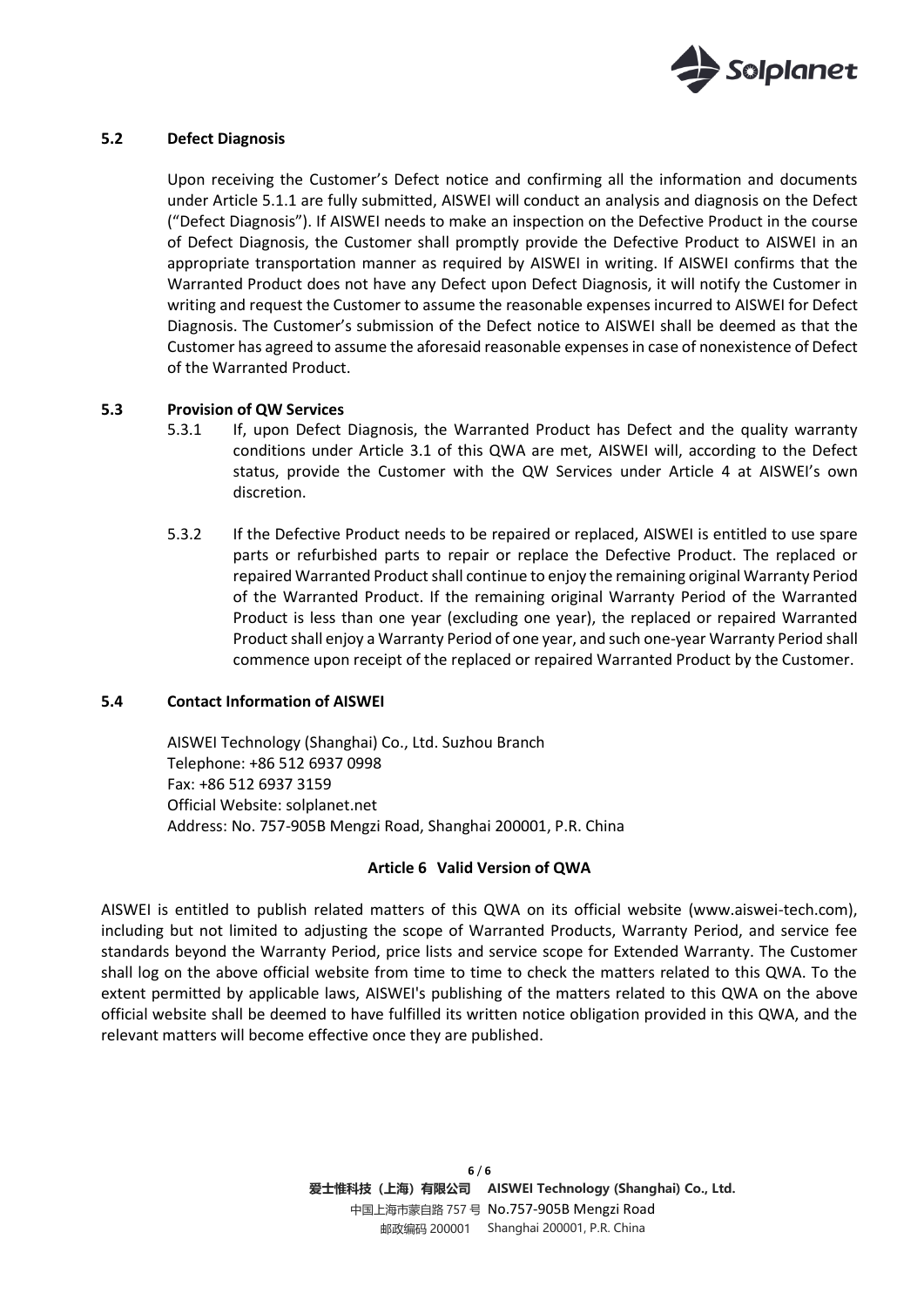### 5.2 Defect Diagnosis

Upon receiving the Customer's Defect notice and confirming all the information and documents under Article 5.1.1 are fully submitted, AISWEI will conduct an analysis and diagnosis on the Defect ("Defect Diagnosis"). If AISWEI needs to make an inspection on the Defective Product in the course of Defect Diagnosis, the Customer shall promptly provide the Defective Product to AISWEI in an appropriate transportation manner as required by AISWEI in writing. If AISWEI confirms that the Warranted Product does not have any Defect upon Defect Diagnosis, it will notify the Customer in writing and request the Customer to assume the reasonable expenses incurred to AISWEI for Defect Diagnosis. The Customer's submission of the Defect notice to AISWEI shall be deemed as that the Customer has agreed to assume the aforesaid reasonable expenses in case of nonexistence of Defect of the Warranted Product.

### 5.3 Provision of QW Services

5.3.1 If, upon Defect Diagnosis, the Warranted Product has Defect and the quality warranty conditions under Article 3.1 of this QWA are met, AISWEI will, according to the Defect status, provide the Customer with the QW Services under Article 4 at AISWEI's own discretion.

5.3.2 If the Defective Product needs to be repaired or replaced, AISWEI is entitled to use spare parts or refurbished parts to repair or replace the Defective Product. The replaced or repaired Warranted Product shall continue to enjoy the remaining original Warranty Period of the Warranted Product. If the remaining original Warranty Period of the Warranted Product is less than one year (excluding one year), the replaced or repaired Warranted Product shall enjoy a Warranty Period of one year, and such one-year Warranty Period shall commence upon receipt of the replaced or repaired Warranted Product by the Customer.

### 5.4 Contact Information of AISWEI

AISWEI Technology (Shanghai) Co., Ltd. Suzhou Branch
Telephone: +86 512 6937 0998
Fax: +86 512 6937 3159
Official Website: solplanet.net
Address: No. 757-905B Mengzi Road, Shanghai 200001, P.R. China

## Article 6 Valid Version of QWA

AISWEI is entitled to publish related matters of this QWA on its official website (www.aiswei-tech.com), including but not limited to adjusting the scope of Warranted Products, Warranty Period, and service fee standards beyond the Warranty Period, price lists and service scope for Extended Warranty. The Customer shall log on the above official website from time to time to check the matters related to this QWA. To the extent permitted by applicable laws, AISWEI's publishing of the matters related to this QWA on the above official website shall be deemed to have fulfilled its written notice obligation provided in this QWA, and the relevant matters will become effective once they are published.